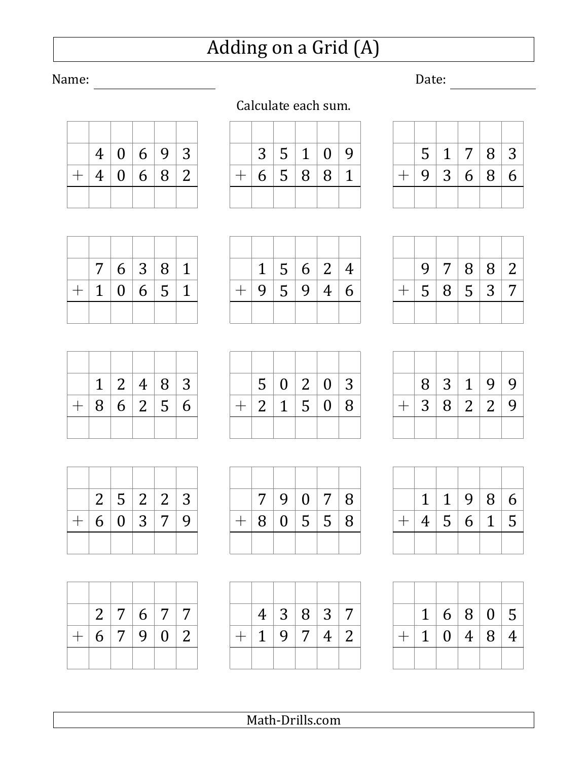# Adding on a Grid (A)

Name: ____________________ Date: ______________

Calculate each sum.

| | | | | | |
|---|---|---|---|---|---|
| | | | | | |
| | 4 | 0 | 6 | 9 | 3 |
| + | 4 | 0 | 6 | 8 | 2 |
| | | | | | |

| | | | | | |
|---|---|---|---|---|---|
| | | | | | |
| | 3 | 5 | 1 | 0 | 9 |
| + | 6 | 5 | 8 | 8 | 1 |
| | | | | | |

| | | | | | |
|---|---|---|---|---|---|
| | | | | | |
| | 5 | 1 | 7 | 8 | 3 |
| + | 9 | 3 | 6 | 8 | 6 |
| | | | | | |

| | | | | | |
|---|---|---|---|---|---|
| | | | | | |
| | 7 | 6 | 3 | 8 | 1 |
| + | 1 | 0 | 6 | 5 | 1 |
| | | | | | |

| | | | | | |
|---|---|---|---|---|---|
| | | | | | |
| | 1 | 5 | 6 | 2 | 4 |
| + | 9 | 5 | 9 | 4 | 6 |
| | | | | | |

| | | | | | |
|---|---|---|---|---|---|
| | | | | | |
| | 9 | 7 | 8 | 8 | 2 |
| + | 5 | 8 | 5 | 3 | 7 |
| | | | | | |

| | | | | | |
|---|---|---|---|---|---|
| | | | | | |
| | 1 | 2 | 4 | 8 | 3 |
| + | 8 | 6 | 2 | 5 | 6 |
| | | | | | |

| | | | | | |
|---|---|---|---|---|---|
| | | | | | |
| | 5 | 0 | 2 | 0 | 3 |
| + | 2 | 1 | 5 | 0 | 8 |
| | | | | | |

| | | | | | |
|---|---|---|---|---|---|
| | | | | | |
| | 8 | 3 | 1 | 9 | 9 |
| + | 3 | 8 | 2 | 2 | 9 |
| | | | | | |

| | | | | | |
|---|---|---|---|---|---|
| | | | | | |
| | 2 | 5 | 2 | 2 | 3 |
| + | 6 | 0 | 3 | 7 | 9 |
| | | | | | |

| | | | | | |
|---|---|---|---|---|---|
| | | | | | |
| | 7 | 9 | 0 | 7 | 8 |
| + | 8 | 0 | 5 | 5 | 8 |
| | | | | | |

| | | | | | |
|---|---|---|---|---|---|
| | | | | | |
| | 1 | 1 | 9 | 8 | 6 |
| + | 4 | 5 | 6 | 1 | 5 |
| | | | | | |

| | | | | | |
|---|---|---|---|---|---|
| | | | | | |
| | 2 | 7 | 6 | 7 | 7 |
| + | 6 | 7 | 9 | 0 | 2 |
| | | | | | |

| | | | | | |
|---|---|---|---|---|---|
| | | | | | |
| | 4 | 3 | 8 | 3 | 7 |
| + | 1 | 9 | 7 | 4 | 2 |
| | | | | | |

| | | | | | |
|---|---|---|---|---|---|
| | | | | | |
| | 1 | 6 | 8 | 0 | 5 |
| + | 1 | 0 | 4 | 8 | 4 |
| | | | | | |

Math-Drills.com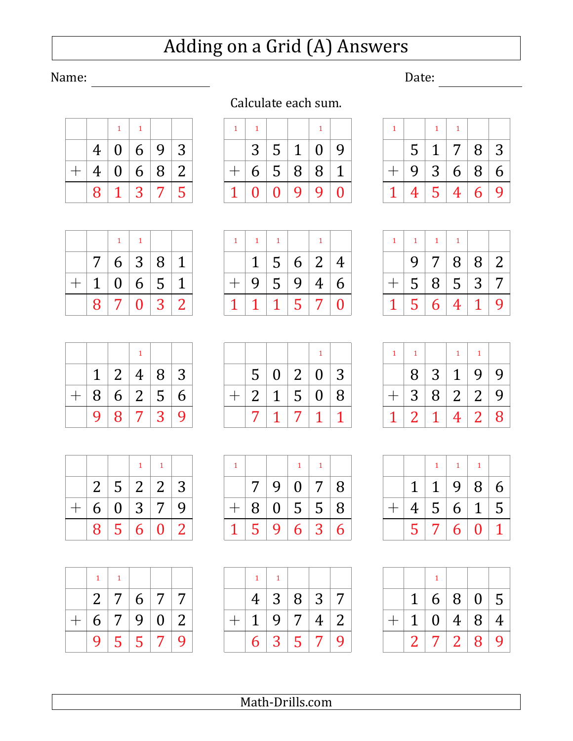# Adding on a Grid (A) Answers

Name: ____________________ Date: ______________

Calculate each sum.

| | | | | | |
|---|---|---|---|---|---|
| | | 1 | 1 | | |
| | 4 | 0 | 6 | 9 | 3 |
| + | 4 | 0 | 6 | 8 | 2 |
| | 8 | 1 | 3 | 7 | 5 |

| | | | | | |
|---|---|---|---|---|---|
| 1 | 1 | | | 1 | |
| | 3 | 5 | 1 | 0 | 9 |
| + | 6 | 5 | 8 | 8 | 1 |
| 1 | 0 | 0 | 9 | 9 | 0 |

| | | | | | |
|---|---|---|---|---|---|
| 1 | | 1 | 1 | | |
| | 5 | 1 | 7 | 8 | 3 |
| + | 9 | 3 | 6 | 8 | 6 |
| 1 | 4 | 5 | 4 | 6 | 9 |

| | | | | | |
|---|---|---|---|---|---|
| | | 1 | 1 | | |
| | 7 | 6 | 3 | 8 | 1 |
| + | 1 | 0 | 6 | 5 | 1 |
| | 8 | 7 | 0 | 3 | 2 |

| | | | | | |
|---|---|---|---|---|---|
| 1 | 1 | 1 | | 1 | |
| | 1 | 5 | 6 | 2 | 4 |
| + | 9 | 5 | 9 | 4 | 6 |
| 1 | 1 | 1 | 5 | 7 | 0 |

| | | | | | |
|---|---|---|---|---|---|
| 1 | 1 | 1 | 1 | | |
| | 9 | 7 | 8 | 8 | 2 |
| + | 5 | 8 | 5 | 3 | 7 |
| 1 | 5 | 6 | 4 | 1 | 9 |

| | | | | | |
|---|---|---|---|---|---|
| | | | 1 | | |
| | 1 | 2 | 4 | 8 | 3 |
| + | 8 | 6 | 2 | 5 | 6 |
| | 9 | 8 | 7 | 3 | 9 |

| | | | | | |
|---|---|---|---|---|---|
| | | | | 1 | |
| | 5 | 0 | 2 | 0 | 3 |
| + | 2 | 1 | 5 | 0 | 8 |
| | 7 | 1 | 7 | 1 | 1 |

| | | | | | |
|---|---|---|---|---|---|
| 1 | 1 | | 1 | 1 | |
| | 8 | 3 | 1 | 9 | 9 |
| + | 3 | 8 | 2 | 2 | 9 |
| 1 | 2 | 1 | 4 | 2 | 8 |

| | | | | | |
|---|---|---|---|---|---|
| | | | 1 | 1 | |
| | 2 | 5 | 2 | 2 | 3 |
| + | 6 | 0 | 3 | 7 | 9 |
| | 8 | 5 | 6 | 0 | 2 |

| | | | | | |
|---|---|---|---|---|---|
| 1 | | | 1 | 1 | |
| | 7 | 9 | 0 | 7 | 8 |
| + | 8 | 0 | 5 | 5 | 8 |
| 1 | 5 | 9 | 6 | 3 | 6 |

| | | | | | |
|---|---|---|---|---|---|
| | | 1 | 1 | 1 | |
| | 1 | 1 | 9 | 8 | 6 |
| + | 4 | 5 | 6 | 1 | 5 |
| | 5 | 7 | 6 | 0 | 1 |

| | | | | | |
|---|---|---|---|---|---|
| | 1 | 1 | | | |
| | 2 | 7 | 6 | 7 | 7 |
| + | 6 | 7 | 9 | 0 | 2 |
| | 9 | 5 | 5 | 7 | 9 |

| | | | | | |
|---|---|---|---|---|---|
| | 1 | 1 | | | |
| | 4 | 3 | 8 | 3 | 7 |
| + | 1 | 9 | 7 | 4 | 2 |
| | 6 | 3 | 5 | 7 | 9 |

| | | | | | |
|---|---|---|---|---|---|
| | | 1 | | | |
| | 1 | 6 | 8 | 0 | 5 |
| + | 1 | 0 | 4 | 8 | 4 |
| | 2 | 7 | 2 | 8 | 9 |

Math-Drills.com